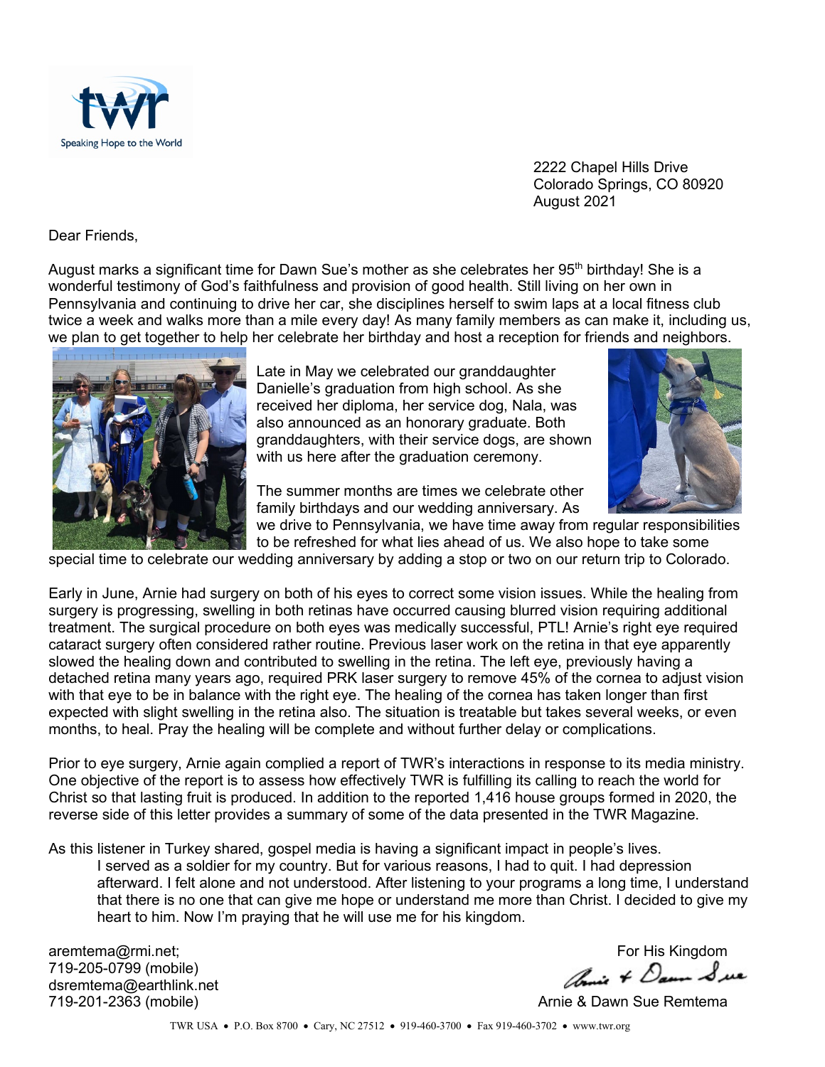twr
Speaking Hope to the World

2222 Chapel Hills Drive
Colorado Springs, CO 80920
August 2021

Dear Friends,

August marks a significant time for Dawn Sue's mother as she celebrates her 95th birthday! She is a wonderful testimony of God's faithfulness and provision of good health. Still living on her own in Pennsylvania and continuing to drive her car, she disciplines herself to swim laps at a local fitness club twice a week and walks more than a mile every day! As many family members as can make it, including us, we plan to get together to help her celebrate her birthday and host a reception for friends and neighbors.

Late in May we celebrated our granddaughter Danielle's graduation from high school. As she received her diploma, her service dog, Nala, was also announced as an honorary graduate. Both granddaughters, with their service dogs, are shown with us here after the graduation ceremony.

The summer months are times we celebrate other family birthdays and our wedding anniversary. As we drive to Pennsylvania, we have time away from regular responsibilities to be refreshed for what lies ahead of us. We also hope to take some special time to celebrate our wedding anniversary by adding a stop or two on our return trip to Colorado.

Early in June, Arnie had surgery on both of his eyes to correct some vision issues. While the healing from surgery is progressing, swelling in both retinas have occurred causing blurred vision requiring additional treatment. The surgical procedure on both eyes was medically successful, PTL! Arnie's right eye required cataract surgery often considered rather routine. Previous laser work on the retina in that eye apparently slowed the healing down and contributed to swelling in the retina. The left eye, previously having a detached retina many years ago, required PRK laser surgery to remove 45% of the cornea to adjust vision with that eye to be in balance with the right eye. The healing of the cornea has taken longer than first expected with slight swelling in the retina also. The situation is treatable but takes several weeks, or even months, to heal. Pray the healing will be complete and without further delay or complications.

Prior to eye surgery, Arnie again complied a report of TWR's interactions in response to its media ministry. One objective of the report is to assess how effectively TWR is fulfilling its calling to reach the world for Christ so that lasting fruit is produced. In addition to the reported 1,416 house groups formed in 2020, the reverse side of this letter provides a summary of some of the data presented in the TWR Magazine.

As this listener in Turkey shared, gospel media is having a significant impact in people's lives.

> I served as a soldier for my country. But for various reasons, I had to quit. I had depression afterward. I felt alone and not understood. After listening to your programs a long time, I understand that there is no one that can give me hope or understand me more than Christ. I decided to give my heart to him. Now I'm praying that he will use me for his kingdom.

For His Kingdom

Arnie & Dawn Sue

Arnie & Dawn Sue Remtema

aremtema@rmi.net;
719-205-0799 (mobile)
dsremtema@earthlink.net
719-201-2363 (mobile)

TWR USA • P.O. Box 8700 • Cary, NC 27512 • 919-460-3700 • Fax 919-460-3702 • www.twr.org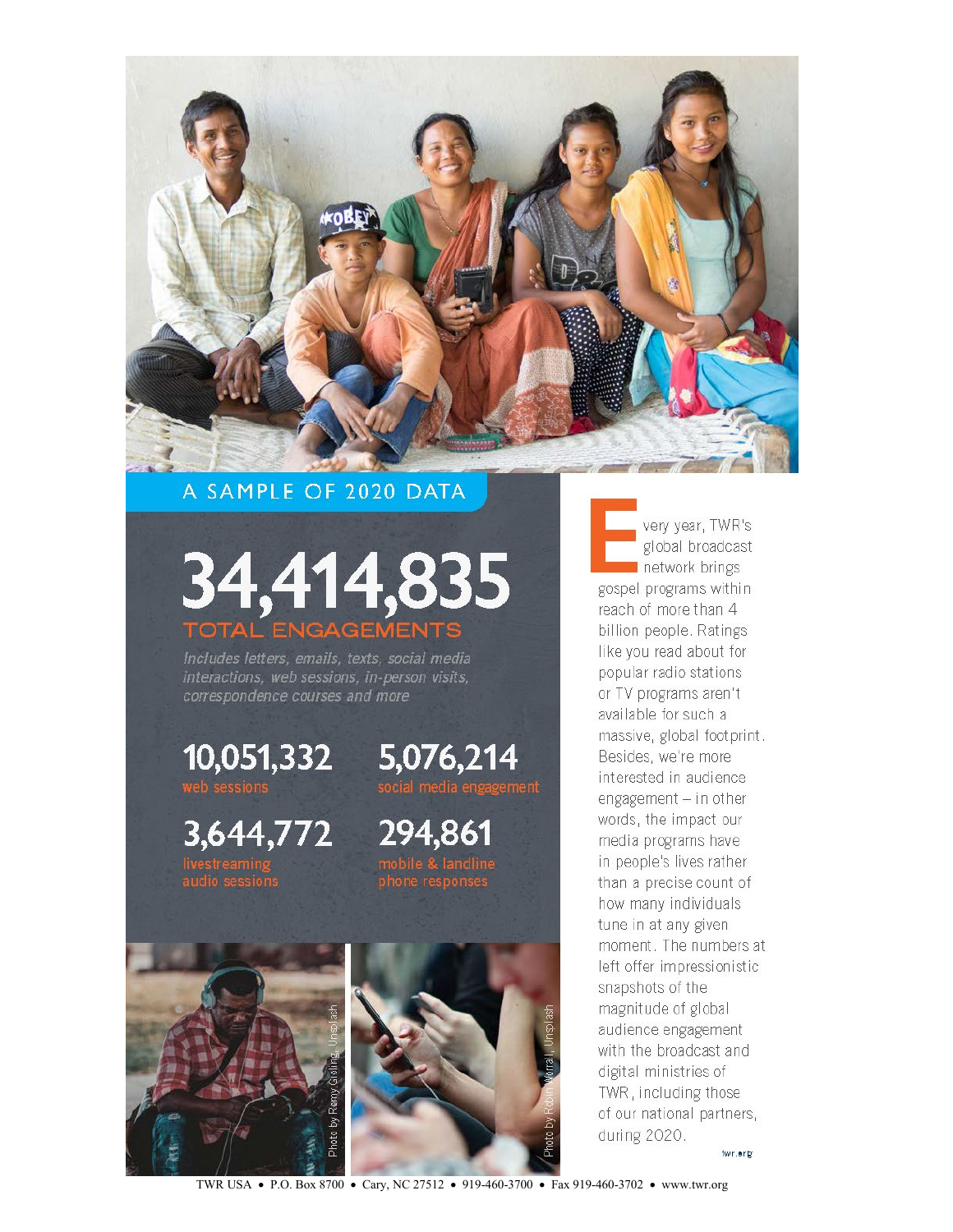## A SAMPLE OF 2020 DATA

# 34,414,835

**TOTAL ENGAGEMENTS**

*Includes letters, emails, texts, social media interactions, web sessions, in-person visits, correspondence courses and more*

**10,051,332**
web sessions

**5,076,214**
social media engagement

**3,644,772**
livestreaming audio sessions

**294,861**
mobile & landline phone responses

Photo by Remy Gieling, Unsplash

Photo by Robin Worrall, Unsplash

Every year, TWR's global broadcast network brings gospel programs within reach of more than 4 billion people. Ratings like you read about for popular radio stations or TV programs aren't available for such a massive, global footprint. Besides, we're more interested in audience engagement – in other words, the impact our media programs have in people's lives rather than a precise count of how many individuals tune in at any given moment. The numbers at left offer impressionistic snapshots of the magnitude of global audience engagement with the broadcast and digital ministries of TWR, including those of our national partners, during 2020.

twr.org

TWR USA • P.O. Box 8700 • Cary, NC 27512 • 919-460-3700 • Fax 919-460-3702 • www.twr.org